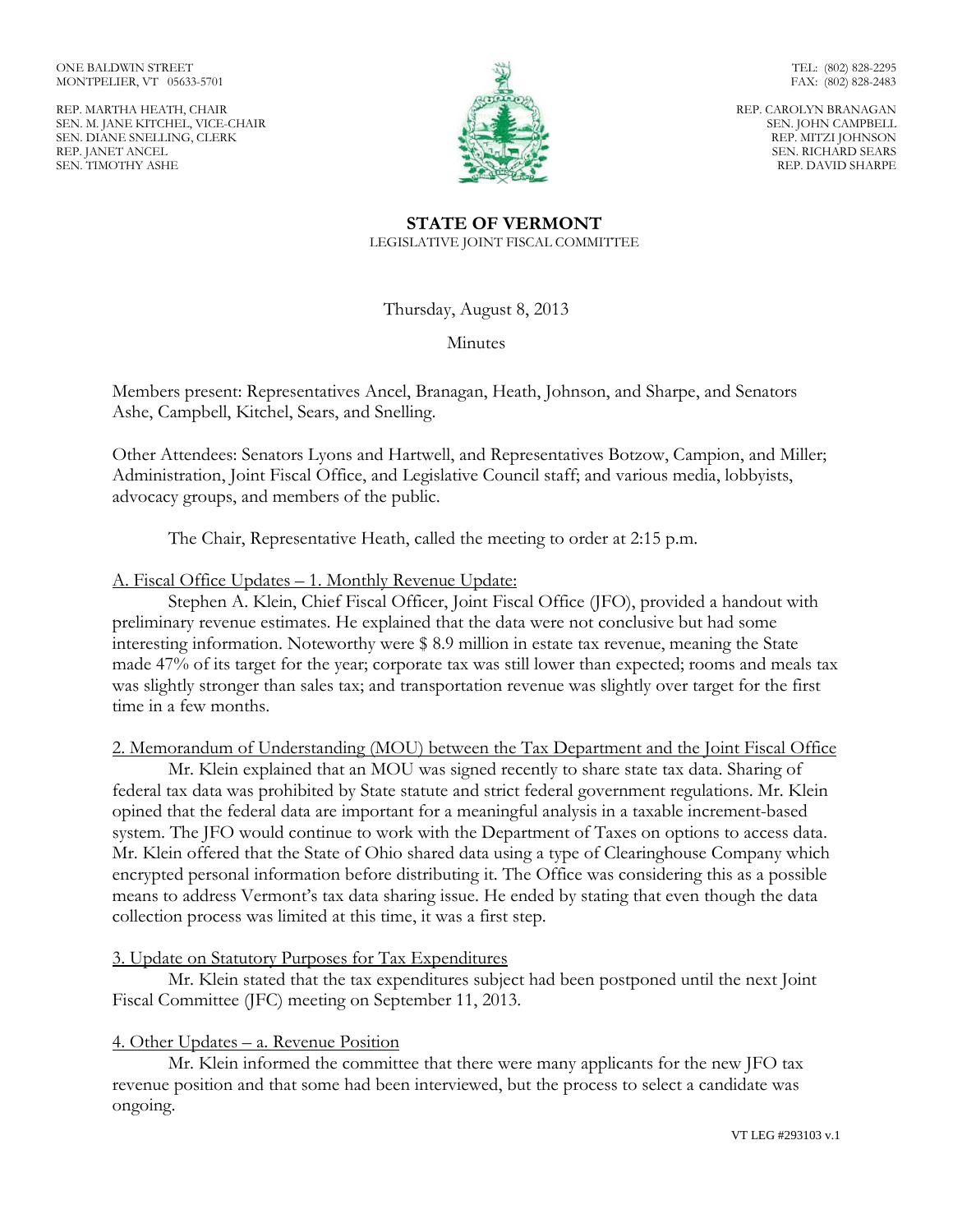ONE BALDWIN STREET
MONTPELIER, VT 05633-5701

TEL: (802) 828-2295
FAX: (802) 828-2483

REP. MARTHA HEATH, CHAIR
SEN. M. JANE KITCHEL, VICE-CHAIR
SEN. DIANE SNELLING, CLERK
REP. JANET ANCEL
SEN. TIMOTHY ASHE

REP. CAROLYN BRANAGAN
SEN. JOHN CAMPBELL
REP. MITZI JOHNSON
SEN. RICHARD SEARS
REP. DAVID SHARPE

**STATE OF VERMONT**
LEGISLATIVE JOINT FISCAL COMMITTEE

Thursday, August 8, 2013

Minutes

Members present: Representatives Ancel, Branagan, Heath, Johnson, and Sharpe, and Senators Ashe, Campbell, Kitchel, Sears, and Snelling.

Other Attendees: Senators Lyons and Hartwell, and Representatives Botzow, Campion, and Miller; Administration, Joint Fiscal Office, and Legislative Council staff; and various media, lobbyists, advocacy groups, and members of the public.

The Chair, Representative Heath, called the meeting to order at 2:15 p.m.

A. Fiscal Office Updates – 1. Monthly Revenue Update:

Stephen A. Klein, Chief Fiscal Officer, Joint Fiscal Office (JFO), provided a handout with preliminary revenue estimates. He explained that the data were not conclusive but had some interesting information. Noteworthy were $ 8.9 million in estate tax revenue, meaning the State made 47% of its target for the year; corporate tax was still lower than expected; rooms and meals tax was slightly stronger than sales tax; and transportation revenue was slightly over target for the first time in a few months.

2. Memorandum of Understanding (MOU) between the Tax Department and the Joint Fiscal Office

Mr. Klein explained that an MOU was signed recently to share state tax data. Sharing of federal tax data was prohibited by State statute and strict federal government regulations. Mr. Klein opined that the federal data are important for a meaningful analysis in a taxable increment-based system. The JFO would continue to work with the Department of Taxes on options to access data. Mr. Klein offered that the State of Ohio shared data using a type of Clearinghouse Company which encrypted personal information before distributing it. The Office was considering this as a possible means to address Vermont's tax data sharing issue. He ended by stating that even though the data collection process was limited at this time, it was a first step.

3. Update on Statutory Purposes for Tax Expenditures

Mr. Klein stated that the tax expenditures subject had been postponed until the next Joint Fiscal Committee (JFC) meeting on September 11, 2013.

4. Other Updates – a. Revenue Position

Mr. Klein informed the committee that there were many applicants for the new JFO tax revenue position and that some had been interviewed, but the process to select a candidate was ongoing.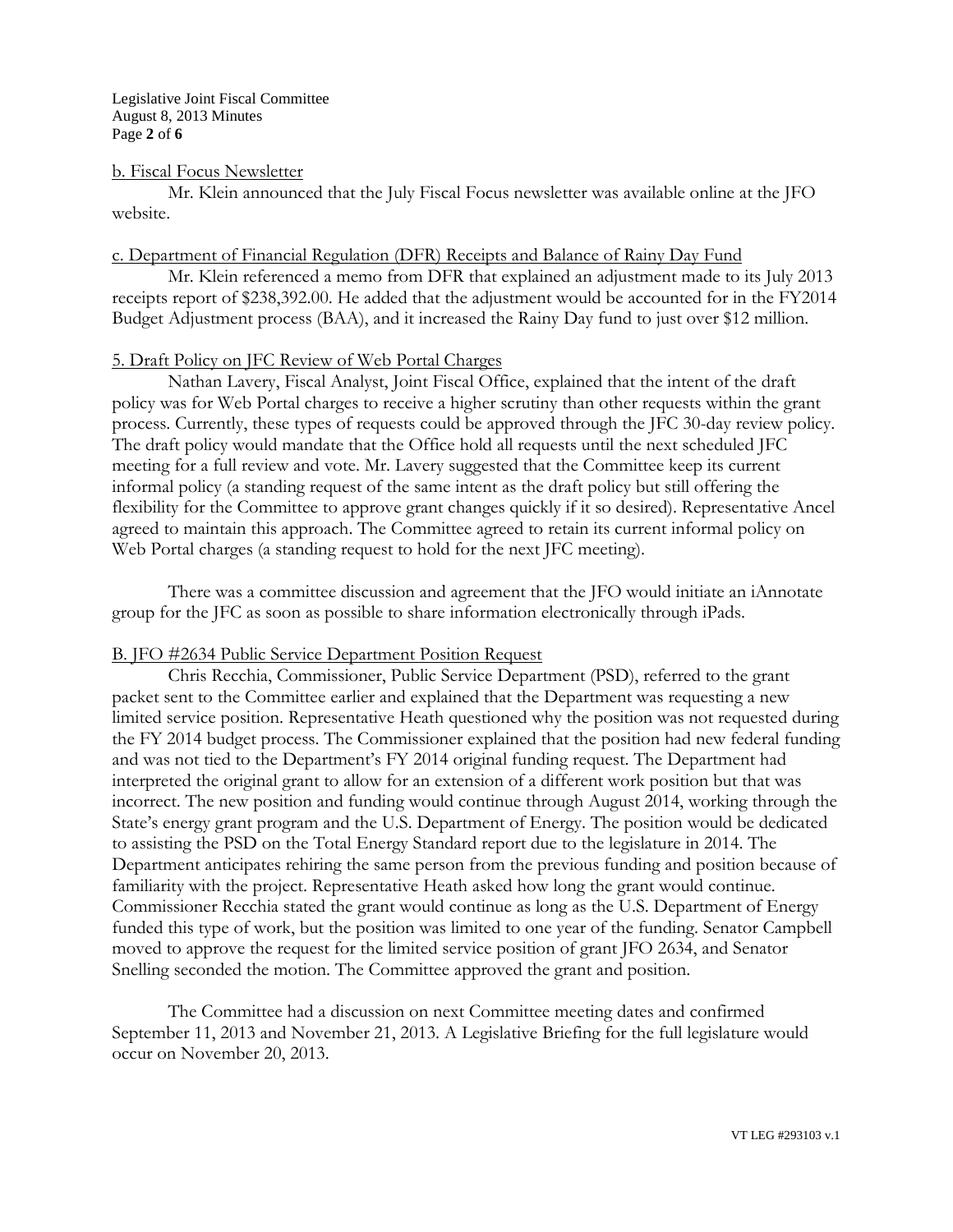b. Fiscal Focus Newsletter

Mr. Klein announced that the July Fiscal Focus newsletter was available online at the JFO website.

c. Department of Financial Regulation (DFR) Receipts and Balance of Rainy Day Fund

Mr. Klein referenced a memo from DFR that explained an adjustment made to its July 2013 receipts report of $238,392.00. He added that the adjustment would be accounted for in the FY2014 Budget Adjustment process (BAA), and it increased the Rainy Day fund to just over $12 million.

5. Draft Policy on JFC Review of Web Portal Charges

Nathan Lavery, Fiscal Analyst, Joint Fiscal Office, explained that the intent of the draft policy was for Web Portal charges to receive a higher scrutiny than other requests within the grant process. Currently, these types of requests could be approved through the JFC 30-day review policy. The draft policy would mandate that the Office hold all requests until the next scheduled JFC meeting for a full review and vote. Mr. Lavery suggested that the Committee keep its current informal policy (a standing request of the same intent as the draft policy but still offering the flexibility for the Committee to approve grant changes quickly if it so desired). Representative Ancel agreed to maintain this approach. The Committee agreed to retain its current informal policy on Web Portal charges (a standing request to hold for the next JFC meeting).

There was a committee discussion and agreement that the JFO would initiate an iAnnotate group for the JFC as soon as possible to share information electronically through iPads.

B. JFO #2634 Public Service Department Position Request

Chris Recchia, Commissioner, Public Service Department (PSD), referred to the grant packet sent to the Committee earlier and explained that the Department was requesting a new limited service position. Representative Heath questioned why the position was not requested during the FY 2014 budget process. The Commissioner explained that the position had new federal funding and was not tied to the Department's FY 2014 original funding request. The Department had interpreted the original grant to allow for an extension of a different work position but that was incorrect. The new position and funding would continue through August 2014, working through the State's energy grant program and the U.S. Department of Energy. The position would be dedicated to assisting the PSD on the Total Energy Standard report due to the legislature in 2014. The Department anticipates rehiring the same person from the previous funding and position because of familiarity with the project. Representative Heath asked how long the grant would continue. Commissioner Recchia stated the grant would continue as long as the U.S. Department of Energy funded this type of work, but the position was limited to one year of the funding. Senator Campbell moved to approve the request for the limited service position of grant JFO 2634, and Senator Snelling seconded the motion. The Committee approved the grant and position.

The Committee had a discussion on next Committee meeting dates and confirmed September 11, 2013 and November 21, 2013. A Legislative Briefing for the full legislature would occur on November 20, 2013.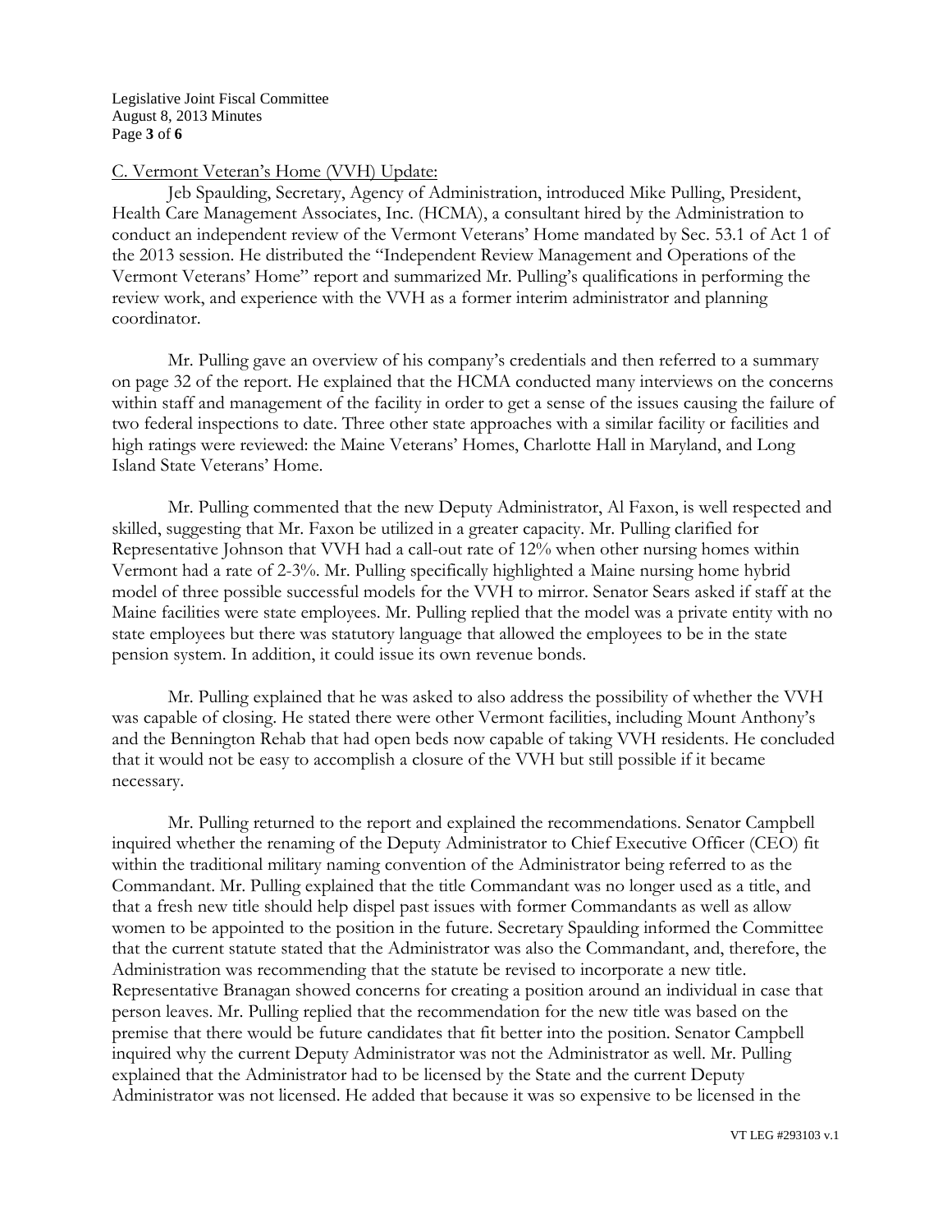C. Vermont Veteran's Home (VVH) Update:

Jeb Spaulding, Secretary, Agency of Administration, introduced Mike Pulling, President, Health Care Management Associates, Inc. (HCMA), a consultant hired by the Administration to conduct an independent review of the Vermont Veterans' Home mandated by Sec. 53.1 of Act 1 of the 2013 session. He distributed the "Independent Review Management and Operations of the Vermont Veterans' Home" report and summarized Mr. Pulling's qualifications in performing the review work, and experience with the VVH as a former interim administrator and planning coordinator.

Mr. Pulling gave an overview of his company's credentials and then referred to a summary on page 32 of the report. He explained that the HCMA conducted many interviews on the concerns within staff and management of the facility in order to get a sense of the issues causing the failure of two federal inspections to date. Three other state approaches with a similar facility or facilities and high ratings were reviewed: the Maine Veterans' Homes, Charlotte Hall in Maryland, and Long Island State Veterans' Home.

Mr. Pulling commented that the new Deputy Administrator, Al Faxon, is well respected and skilled, suggesting that Mr. Faxon be utilized in a greater capacity. Mr. Pulling clarified for Representative Johnson that VVH had a call-out rate of 12% when other nursing homes within Vermont had a rate of 2-3%. Mr. Pulling specifically highlighted a Maine nursing home hybrid model of three possible successful models for the VVH to mirror. Senator Sears asked if staff at the Maine facilities were state employees. Mr. Pulling replied that the model was a private entity with no state employees but there was statutory language that allowed the employees to be in the state pension system. In addition, it could issue its own revenue bonds.

Mr. Pulling explained that he was asked to also address the possibility of whether the VVH was capable of closing. He stated there were other Vermont facilities, including Mount Anthony's and the Bennington Rehab that had open beds now capable of taking VVH residents. He concluded that it would not be easy to accomplish a closure of the VVH but still possible if it became necessary.

Mr. Pulling returned to the report and explained the recommendations. Senator Campbell inquired whether the renaming of the Deputy Administrator to Chief Executive Officer (CEO) fit within the traditional military naming convention of the Administrator being referred to as the Commandant. Mr. Pulling explained that the title Commandant was no longer used as a title, and that a fresh new title should help dispel past issues with former Commandants as well as allow women to be appointed to the position in the future. Secretary Spaulding informed the Committee that the current statute stated that the Administrator was also the Commandant, and, therefore, the Administration was recommending that the statute be revised to incorporate a new title. Representative Branagan showed concerns for creating a position around an individual in case that person leaves. Mr. Pulling replied that the recommendation for the new title was based on the premise that there would be future candidates that fit better into the position. Senator Campbell inquired why the current Deputy Administrator was not the Administrator as well. Mr. Pulling explained that the Administrator had to be licensed by the State and the current Deputy Administrator was not licensed. He added that because it was so expensive to be licensed in the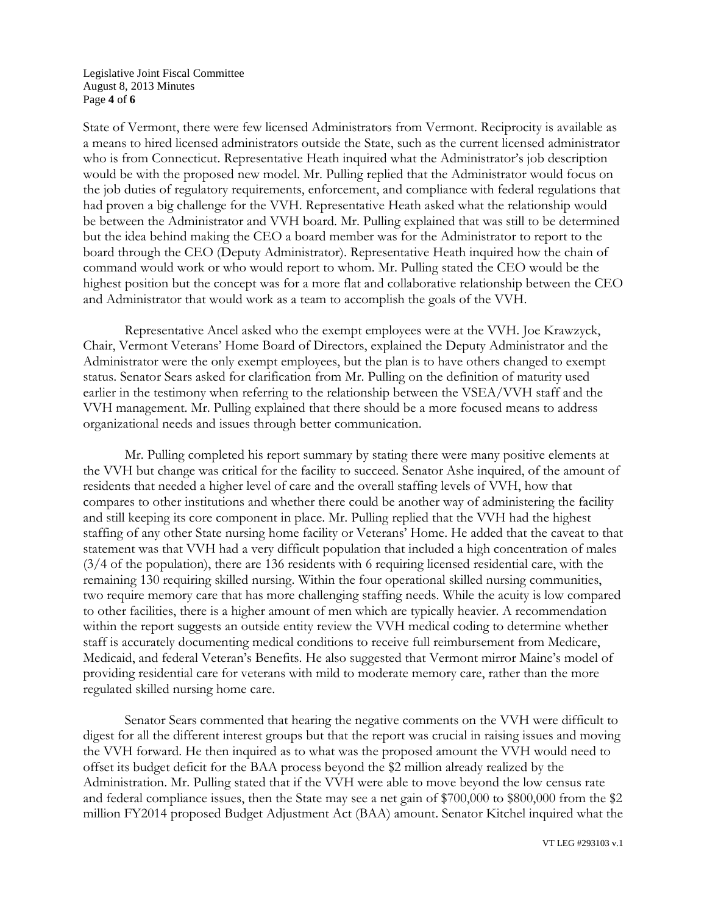State of Vermont, there were few licensed Administrators from Vermont. Reciprocity is available as a means to hired licensed administrators outside the State, such as the current licensed administrator who is from Connecticut. Representative Heath inquired what the Administrator's job description would be with the proposed new model. Mr. Pulling replied that the Administrator would focus on the job duties of regulatory requirements, enforcement, and compliance with federal regulations that had proven a big challenge for the VVH. Representative Heath asked what the relationship would be between the Administrator and VVH board. Mr. Pulling explained that was still to be determined but the idea behind making the CEO a board member was for the Administrator to report to the board through the CEO (Deputy Administrator). Representative Heath inquired how the chain of command would work or who would report to whom. Mr. Pulling stated the CEO would be the highest position but the concept was for a more flat and collaborative relationship between the CEO and Administrator that would work as a team to accomplish the goals of the VVH.

Representative Ancel asked who the exempt employees were at the VVH. Joe Krawzyck, Chair, Vermont Veterans' Home Board of Directors, explained the Deputy Administrator and the Administrator were the only exempt employees, but the plan is to have others changed to exempt status. Senator Sears asked for clarification from Mr. Pulling on the definition of maturity used earlier in the testimony when referring to the relationship between the VSEA/VVH staff and the VVH management. Mr. Pulling explained that there should be a more focused means to address organizational needs and issues through better communication.

Mr. Pulling completed his report summary by stating there were many positive elements at the VVH but change was critical for the facility to succeed. Senator Ashe inquired, of the amount of residents that needed a higher level of care and the overall staffing levels of VVH, how that compares to other institutions and whether there could be another way of administering the facility and still keeping its core component in place. Mr. Pulling replied that the VVH had the highest staffing of any other State nursing home facility or Veterans' Home. He added that the caveat to that statement was that VVH had a very difficult population that included a high concentration of males (3/4 of the population), there are 136 residents with 6 requiring licensed residential care, with the remaining 130 requiring skilled nursing. Within the four operational skilled nursing communities, two require memory care that has more challenging staffing needs. While the acuity is low compared to other facilities, there is a higher amount of men which are typically heavier. A recommendation within the report suggests an outside entity review the VVH medical coding to determine whether staff is accurately documenting medical conditions to receive full reimbursement from Medicare, Medicaid, and federal Veteran's Benefits. He also suggested that Vermont mirror Maine's model of providing residential care for veterans with mild to moderate memory care, rather than the more regulated skilled nursing home care.

Senator Sears commented that hearing the negative comments on the VVH were difficult to digest for all the different interest groups but that the report was crucial in raising issues and moving the VVH forward. He then inquired as to what was the proposed amount the VVH would need to offset its budget deficit for the BAA process beyond the $2 million already realized by the Administration. Mr. Pulling stated that if the VVH were able to move beyond the low census rate and federal compliance issues, then the State may see a net gain of $700,000 to $800,000 from the $2 million FY2014 proposed Budget Adjustment Act (BAA) amount. Senator Kitchel inquired what the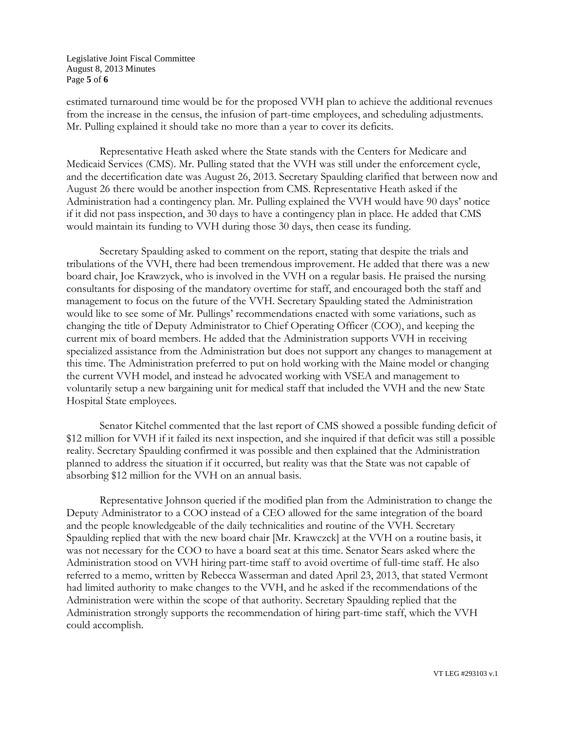estimated turnaround time would be for the proposed VVH plan to achieve the additional revenues from the increase in the census, the infusion of part-time employees, and scheduling adjustments. Mr. Pulling explained it should take no more than a year to cover its deficits.

Representative Heath asked where the State stands with the Centers for Medicare and Medicaid Services (CMS). Mr. Pulling stated that the VVH was still under the enforcement cycle, and the decertification date was August 26, 2013. Secretary Spaulding clarified that between now and August 26 there would be another inspection from CMS. Representative Heath asked if the Administration had a contingency plan. Mr. Pulling explained the VVH would have 90 days' notice if it did not pass inspection, and 30 days to have a contingency plan in place. He added that CMS would maintain its funding to VVH during those 30 days, then cease its funding.

Secretary Spaulding asked to comment on the report, stating that despite the trials and tribulations of the VVH, there had been tremendous improvement. He added that there was a new board chair, Joe Krawzyck, who is involved in the VVH on a regular basis. He praised the nursing consultants for disposing of the mandatory overtime for staff, and encouraged both the staff and management to focus on the future of the VVH. Secretary Spaulding stated the Administration would like to see some of Mr. Pullings' recommendations enacted with some variations, such as changing the title of Deputy Administrator to Chief Operating Officer (COO), and keeping the current mix of board members. He added that the Administration supports VVH in receiving specialized assistance from the Administration but does not support any changes to management at this time. The Administration preferred to put on hold working with the Maine model or changing the current VVH model, and instead he advocated working with VSEA and management to voluntarily setup a new bargaining unit for medical staff that included the VVH and the new State Hospital State employees.

Senator Kitchel commented that the last report of CMS showed a possible funding deficit of $12 million for VVH if it failed its next inspection, and she inquired if that deficit was still a possible reality. Secretary Spaulding confirmed it was possible and then explained that the Administration planned to address the situation if it occurred, but reality was that the State was not capable of absorbing $12 million for the VVH on an annual basis.

Representative Johnson queried if the modified plan from the Administration to change the Deputy Administrator to a COO instead of a CEO allowed for the same integration of the board and the people knowledgeable of the daily technicalities and routine of the VVH. Secretary Spaulding replied that with the new board chair [Mr. Krawczck] at the VVH on a routine basis, it was not necessary for the COO to have a board seat at this time. Senator Sears asked where the Administration stood on VVH hiring part-time staff to avoid overtime of full-time staff. He also referred to a memo, written by Rebecca Wasserman and dated April 23, 2013, that stated Vermont had limited authority to make changes to the VVH, and he asked if the recommendations of the Administration were within the scope of that authority. Secretary Spaulding replied that the Administration strongly supports the recommendation of hiring part-time staff, which the VVH could accomplish.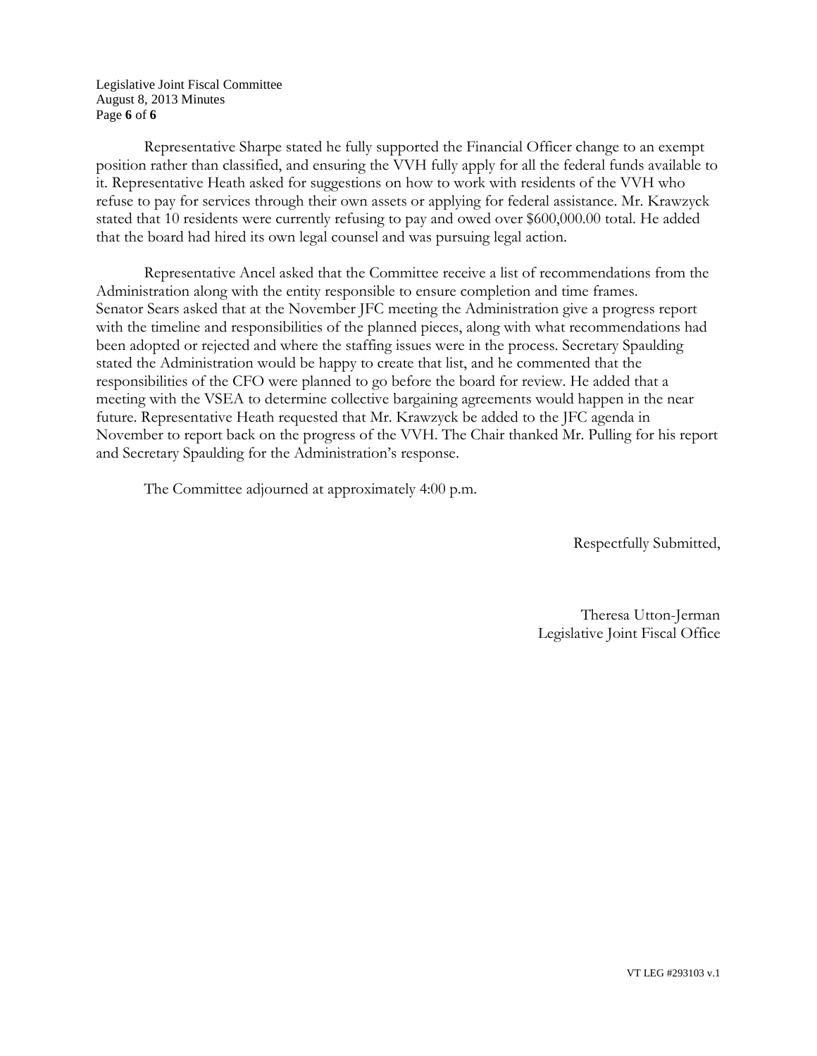Representative Sharpe stated he fully supported the Financial Officer change to an exempt position rather than classified, and ensuring the VVH fully apply for all the federal funds available to it. Representative Heath asked for suggestions on how to work with residents of the VVH who refuse to pay for services through their own assets or applying for federal assistance. Mr. Krawzyck stated that 10 residents were currently refusing to pay and owed over $600,000.00 total. He added that the board had hired its own legal counsel and was pursuing legal action.

Representative Ancel asked that the Committee receive a list of recommendations from the Administration along with the entity responsible to ensure completion and time frames. Senator Sears asked that at the November JFC meeting the Administration give a progress report with the timeline and responsibilities of the planned pieces, along with what recommendations had been adopted or rejected and where the staffing issues were in the process. Secretary Spaulding stated the Administration would be happy to create that list, and he commented that the responsibilities of the CFO were planned to go before the board for review. He added that a meeting with the VSEA to determine collective bargaining agreements would happen in the near future. Representative Heath requested that Mr. Krawzyck be added to the JFC agenda in November to report back on the progress of the VVH. The Chair thanked Mr. Pulling for his report and Secretary Spaulding for the Administration's response.

The Committee adjourned at approximately 4:00 p.m.

Respectfully Submitted,

Theresa Utton-Jerman
Legislative Joint Fiscal Office

VT LEG #293103 v.1